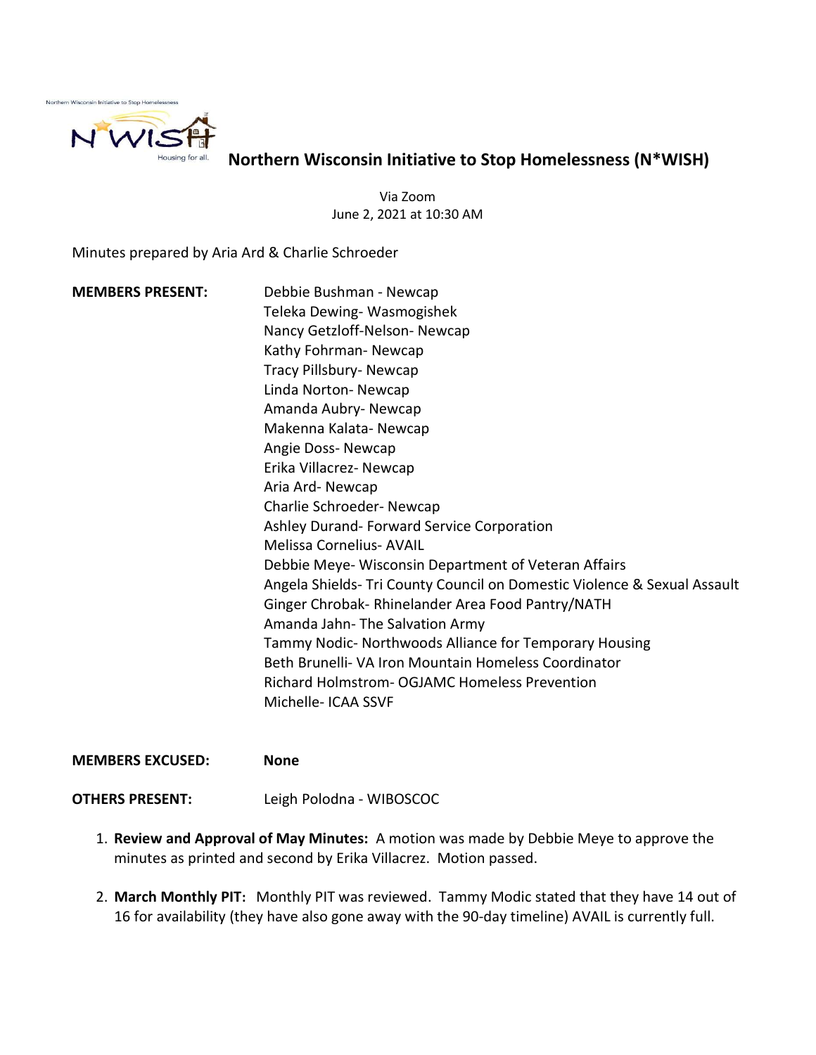Northern Wisconsin Initiative to Stop Homelessness

N*WISH

Housing for all.

# Northern Wisconsin Initiative to Stop Homelessness (N*WISH)

Via Zoom
June 2, 2021 at 10:30 AM

Minutes prepared by Aria Ard & Charlie Schroeder

**MEMBERS PRESENT:**

Debbie Bushman - Newcap
Teleka Dewing- Wasmogishek
Nancy Getzloff-Nelson- Newcap
Kathy Fohrman- Newcap
Tracy Pillsbury- Newcap
Linda Norton- Newcap
Amanda Aubry- Newcap
Makenna Kalata- Newcap
Angie Doss- Newcap
Erika Villacrez- Newcap
Aria Ard- Newcap
Charlie Schroeder- Newcap
Ashley Durand- Forward Service Corporation
Melissa Cornelius- AVAIL
Debbie Meye- Wisconsin Department of Veteran Affairs
Angela Shields- Tri County Council on Domestic Violence & Sexual Assault
Ginger Chrobak- Rhinelander Area Food Pantry/NATH
Amanda Jahn- The Salvation Army
Tammy Nodic- Northwoods Alliance for Temporary Housing
Beth Brunelli- VA Iron Mountain Homeless Coordinator
Richard Holmstrom- OGJAMC Homeless Prevention
Michelle- ICAA SSVF

**MEMBERS EXCUSED:** **None**

**OTHERS PRESENT:** Leigh Polodna - WIBOSCOC

1. **Review and Approval of May Minutes:** A motion was made by Debbie Meye to approve the minutes as printed and second by Erika Villacrez. Motion passed.

2. **March Monthly PIT:** Monthly PIT was reviewed. Tammy Modic stated that they have 14 out of 16 for availability (they have also gone away with the 90-day timeline) AVAIL is currently full.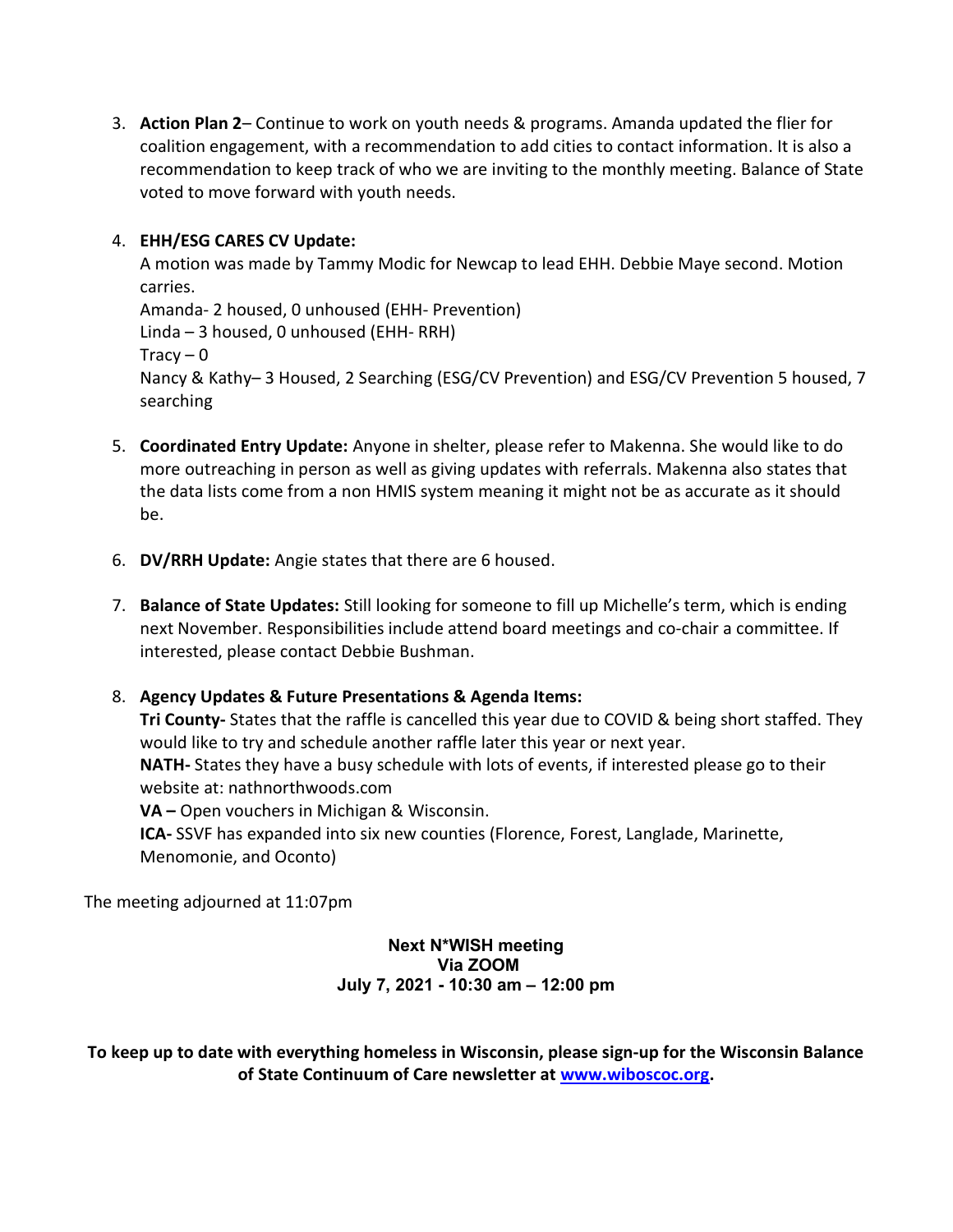3. **Action Plan 2**– Continue to work on youth needs & programs. Amanda updated the flier for coalition engagement, with a recommendation to add cities to contact information. It is also a recommendation to keep track of who we are inviting to the monthly meeting. Balance of State voted to move forward with youth needs.

4. **EHH/ESG CARES CV Update:**
   A motion was made by Tammy Modic for Newcap to lead EHH. Debbie Maye second. Motion carries.
   Amanda- 2 housed, 0 unhoused (EHH- Prevention)
   Linda – 3 housed, 0 unhoused (EHH- RRH)
   Tracy – 0
   Nancy & Kathy– 3 Housed, 2 Searching (ESG/CV Prevention) and ESG/CV Prevention 5 housed, 7 searching

5. **Coordinated Entry Update:** Anyone in shelter, please refer to Makenna. She would like to do more outreaching in person as well as giving updates with referrals. Makenna also states that the data lists come from a non HMIS system meaning it might not be as accurate as it should be.

6. **DV/RRH Update:** Angie states that there are 6 housed.

7. **Balance of State Updates:** Still looking for someone to fill up Michelle's term, which is ending next November. Responsibilities include attend board meetings and co-chair a committee. If interested, please contact Debbie Bushman.

8. **Agency Updates & Future Presentations & Agenda Items:**
   **Tri County-** States that the raffle is cancelled this year due to COVID & being short staffed. They would like to try and schedule another raffle later this year or next year.
   **NATH-** States they have a busy schedule with lots of events, if interested please go to their website at: nathnorthwoods.com
   **VA –** Open vouchers in Michigan & Wisconsin.
   **ICA-** SSVF has expanded into six new counties (Florence, Forest, Langlade, Marinette, Menomonie, and Oconto)

The meeting adjourned at 11:07pm

**Next N*WISH meeting**
**Via ZOOM**
**July 7, 2021 - 10:30 am – 12:00 pm**

**To keep up to date with everything homeless in Wisconsin, please sign-up for the Wisconsin Balance of State Continuum of Care newsletter at [www.wiboscoc.org](http://www.wiboscoc.org).**